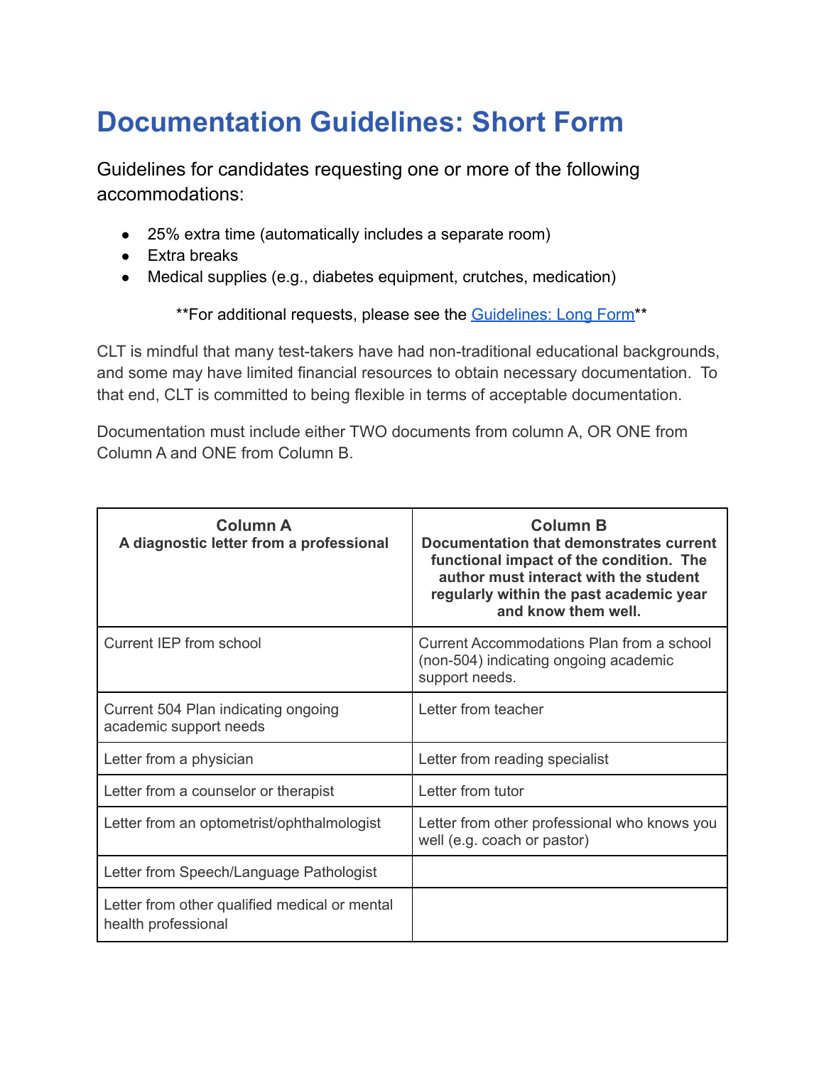# Documentation Guidelines: Short Form

Guidelines for candidates requesting one or more of the following accommodations:

- 25% extra time (automatically includes a separate room)
- Extra breaks
- Medical supplies (e.g., diabetes equipment, crutches, medication)

**For additional requests, please see the [Guidelines: Long Form]**

CLT is mindful that many test-takers have had non-traditional educational backgrounds, and some may have limited financial resources to obtain necessary documentation. To that end, CLT is committed to being flexible in terms of acceptable documentation.

Documentation must include either TWO documents from column A, OR ONE from Column A and ONE from Column B.

| **Column A**<br>**A diagnostic letter from a professional** | **Column B**<br>**Documentation that demonstrates current functional impact of the condition. The author must interact with the student regularly within the past academic year and know them well.** |
|---|---|
| Current IEP from school | Current Accommodations Plan from a school (non-504) indicating ongoing academic support needs. |
| Current 504 Plan indicating ongoing academic support needs | Letter from teacher |
| Letter from a physician | Letter from reading specialist |
| Letter from a counselor or therapist | Letter from tutor |
| Letter from an optometrist/ophthalmologist | Letter from other professional who knows you well (e.g. coach or pastor) |
| Letter from Speech/Language Pathologist | |
| Letter from other qualified medical or mental health professional | |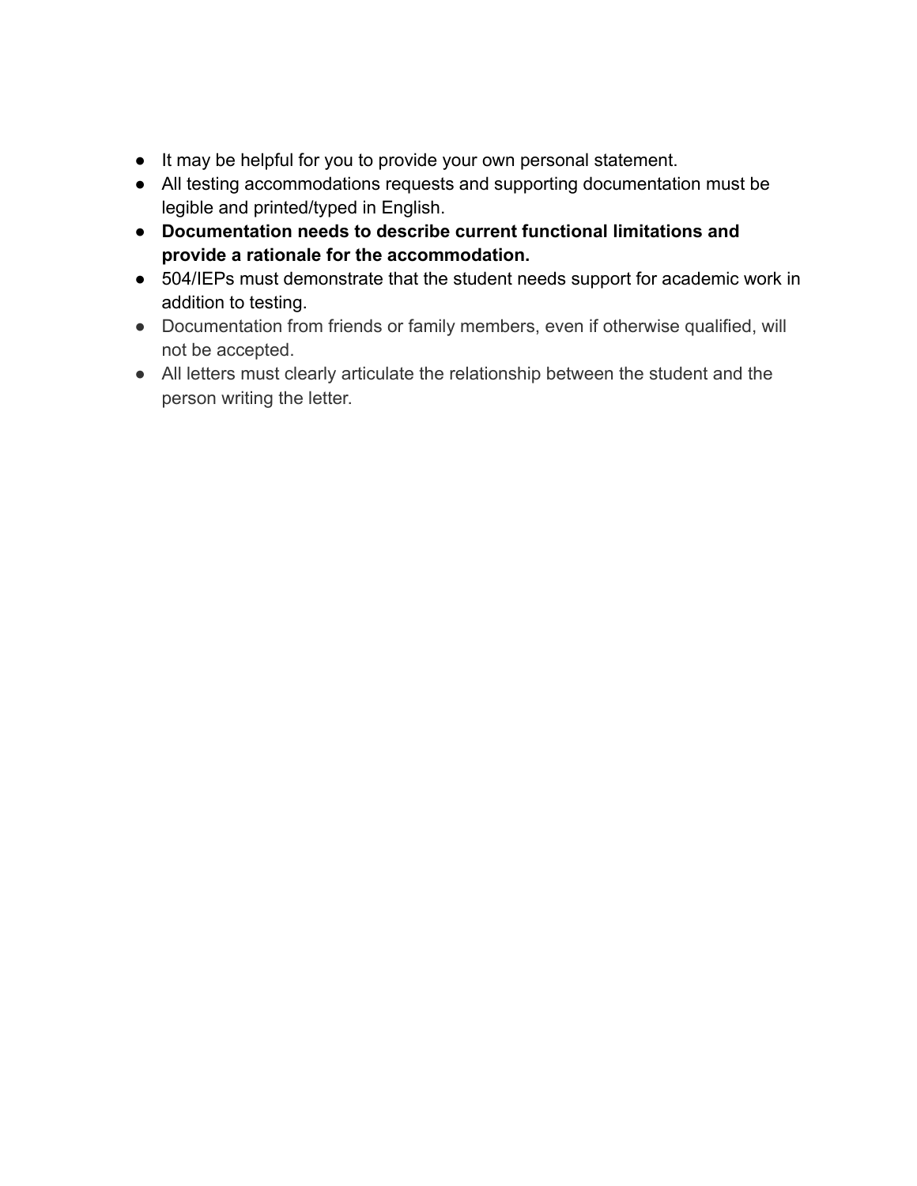- It may be helpful for you to provide your own personal statement.
- All testing accommodations requests and supporting documentation must be legible and printed/typed in English.
- **Documentation needs to describe current functional limitations and provide a rationale for the accommodation.**
- 504/IEPs must demonstrate that the student needs support for academic work in addition to testing.
- Documentation from friends or family members, even if otherwise qualified, will not be accepted.
- All letters must clearly articulate the relationship between the student and the person writing the letter.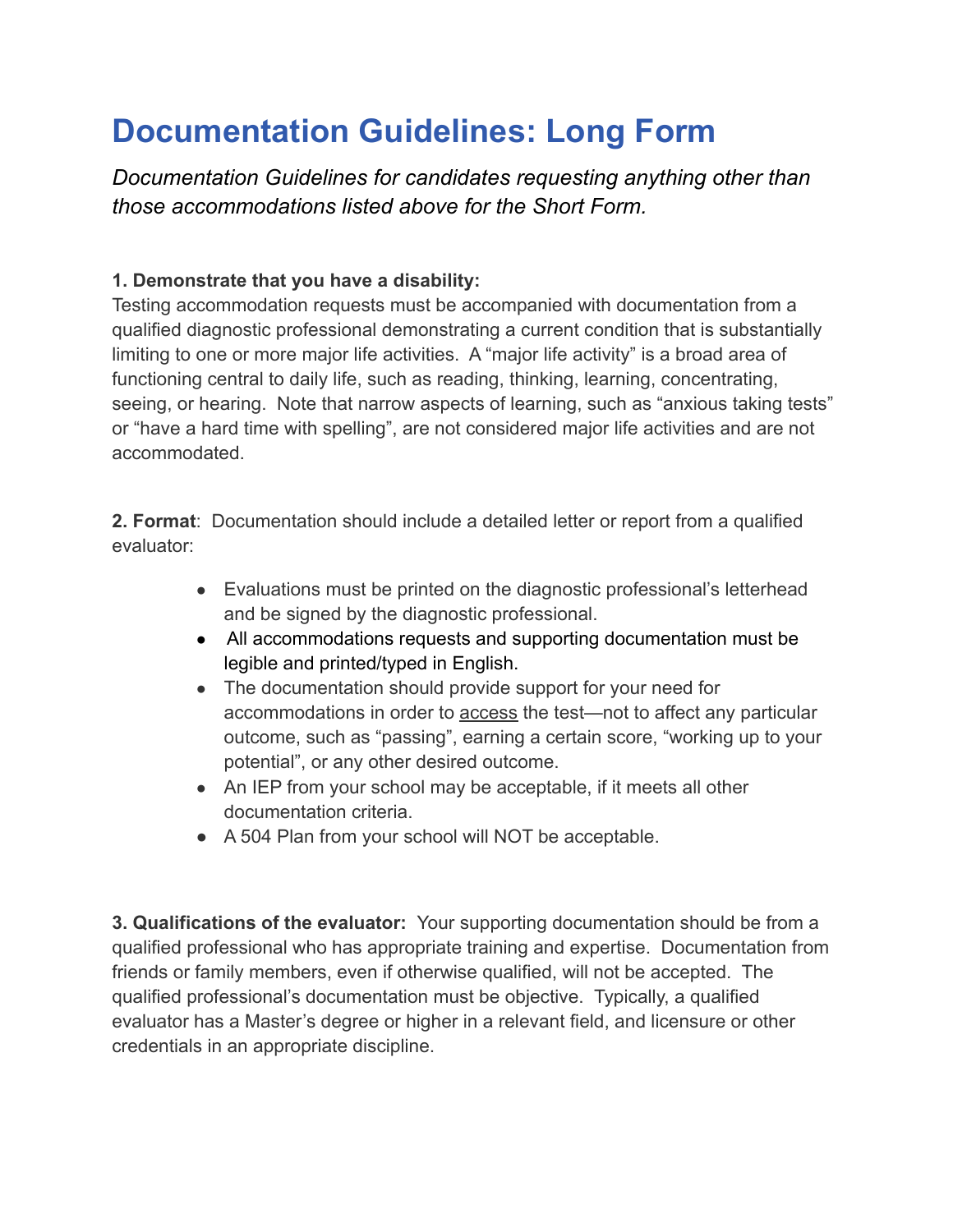# Documentation Guidelines: Long Form

*Documentation Guidelines for candidates requesting anything other than those accommodations listed above for the Short Form.*

**1. Demonstrate that you have a disability:**
Testing accommodation requests must be accompanied with documentation from a qualified diagnostic professional demonstrating a current condition that is substantially limiting to one or more major life activities. A "major life activity" is a broad area of functioning central to daily life, such as reading, thinking, learning, concentrating, seeing, or hearing. Note that narrow aspects of learning, such as "anxious taking tests" or "have a hard time with spelling", are not considered major life activities and are not accommodated.

**2. Format**: Documentation should include a detailed letter or report from a qualified evaluator:

- Evaluations must be printed on the diagnostic professional's letterhead and be signed by the diagnostic professional.
- All accommodations requests and supporting documentation must be legible and printed/typed in English.
- The documentation should provide support for your need for accommodations in order to access the test—not to affect any particular outcome, such as "passing", earning a certain score, "working up to your potential", or any other desired outcome.
- An IEP from your school may be acceptable, if it meets all other documentation criteria.
- A 504 Plan from your school will NOT be acceptable.

**3. Qualifications of the evaluator:** Your supporting documentation should be from a qualified professional who has appropriate training and expertise. Documentation from friends or family members, even if otherwise qualified, will not be accepted. The qualified professional's documentation must be objective. Typically, a qualified evaluator has a Master's degree or higher in a relevant field, and licensure or other credentials in an appropriate discipline.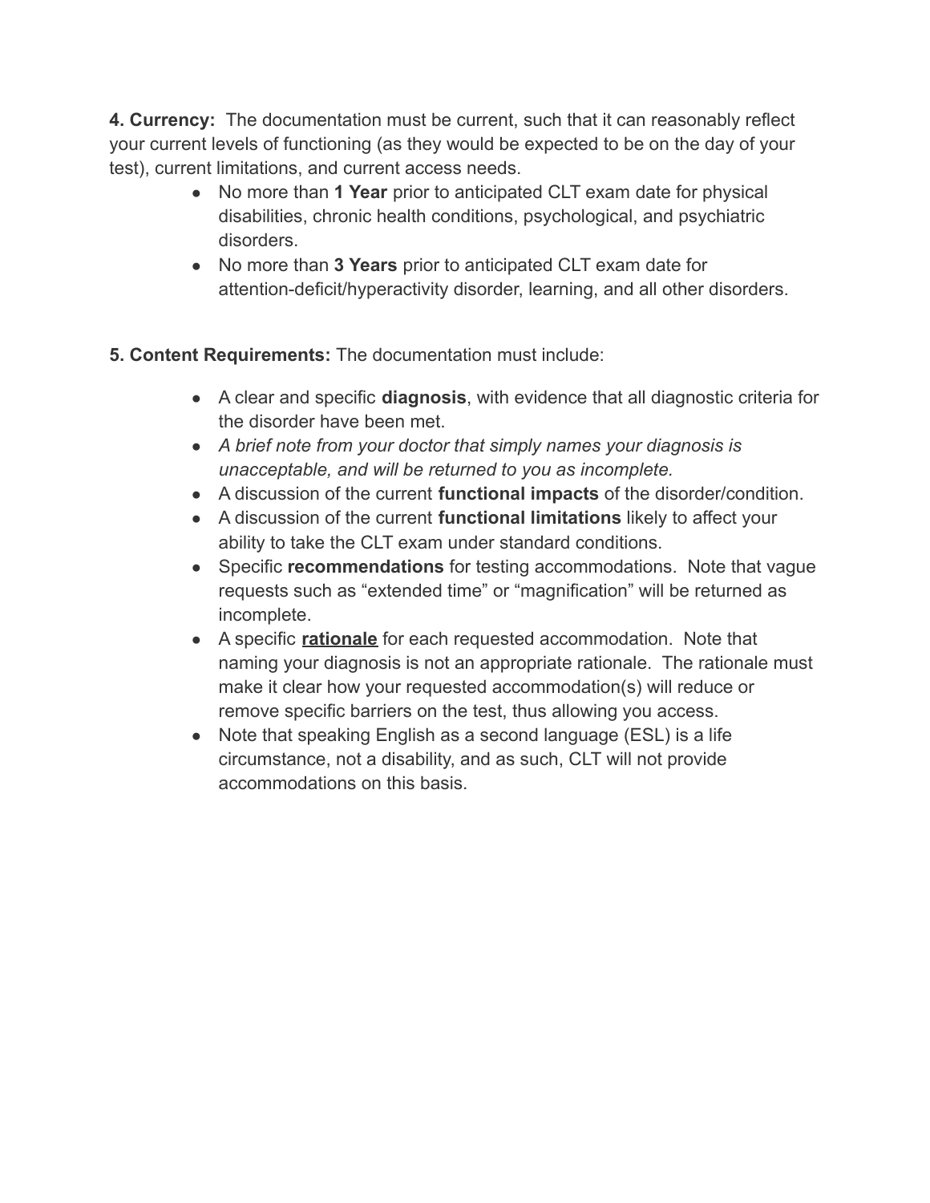**4. Currency:** The documentation must be current, such that it can reasonably reflect your current levels of functioning (as they would be expected to be on the day of your test), current limitations, and current access needs.

- No more than **1 Year** prior to anticipated CLT exam date for physical disabilities, chronic health conditions, psychological, and psychiatric disorders.
- No more than **3 Years** prior to anticipated CLT exam date for attention-deficit/hyperactivity disorder, learning, and all other disorders.

**5. Content Requirements:** The documentation must include:

- A clear and specific **diagnosis**, with evidence that all diagnostic criteria for the disorder have been met.
- *A brief note from your doctor that simply names your diagnosis is unacceptable, and will be returned to you as incomplete.*
- A discussion of the current **functional impacts** of the disorder/condition.
- A discussion of the current **functional limitations** likely to affect your ability to take the CLT exam under standard conditions.
- Specific **recommendations** for testing accommodations. Note that vague requests such as "extended time" or "magnification" will be returned as incomplete.
- A specific **<u>rationale</u>** for each requested accommodation. Note that naming your diagnosis is not an appropriate rationale. The rationale must make it clear how your requested accommodation(s) will reduce or remove specific barriers on the test, thus allowing you access.
- Note that speaking English as a second language (ESL) is a life circumstance, not a disability, and as such, CLT will not provide accommodations on this basis.